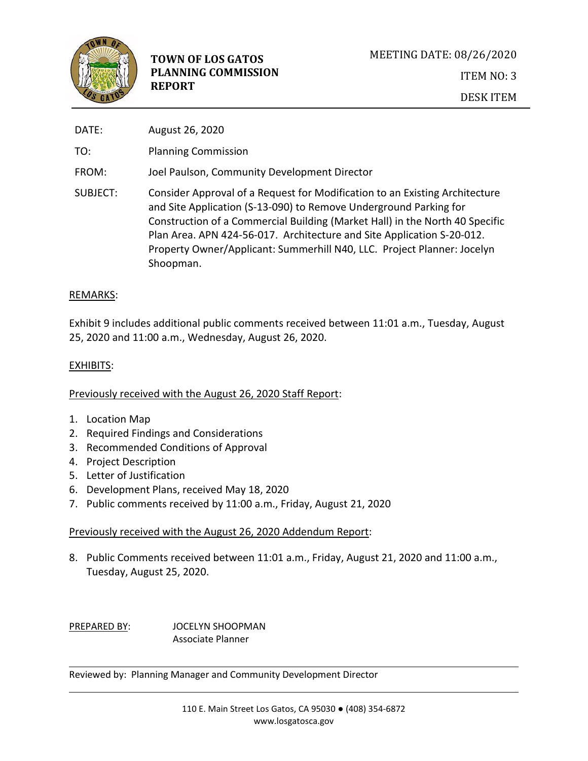**TOWN OF LOS GATOS PLANNING COMMISSION REPORT**

MEETING DATE: 08/26/2020

ITEM NO: 3

DESK ITEM

DATE: August 26, 2020

TO: Planning Commission

FROM: Joel Paulson, Community Development Director

SUBJECT: Consider Approval of a Request for Modification to an Existing Architecture and Site Application (S-13-090) to Remove Underground Parking for Construction of a Commercial Building (Market Hall) in the North 40 Specific Plan Area. APN 424-56-017. Architecture and Site Application S-20-012. Property Owner/Applicant: Summerhill N40, LLC. Project Planner: Jocelyn Shoopman.

REMARKS:

Exhibit 9 includes additional public comments received between 11:01 a.m., Tuesday, August 25, 2020 and 11:00 a.m., Wednesday, August 26, 2020.

EXHIBITS:

Previously received with the August 26, 2020 Staff Report:

1. Location Map
2. Required Findings and Considerations
3. Recommended Conditions of Approval
4. Project Description
5. Letter of Justification
6. Development Plans, received May 18, 2020
7. Public comments received by 11:00 a.m., Friday, August 21, 2020

Previously received with the August 26, 2020 Addendum Report:

8. Public Comments received between 11:01 a.m., Friday, August 21, 2020 and 11:00 a.m., Tuesday, August 25, 2020.

PREPARED BY: JOCELYN SHOOPMAN
Associate Planner

Reviewed by: Planning Manager and Community Development Director

110 E. Main Street Los Gatos, CA 95030 ● (408) 354-6872
www.losgatosca.gov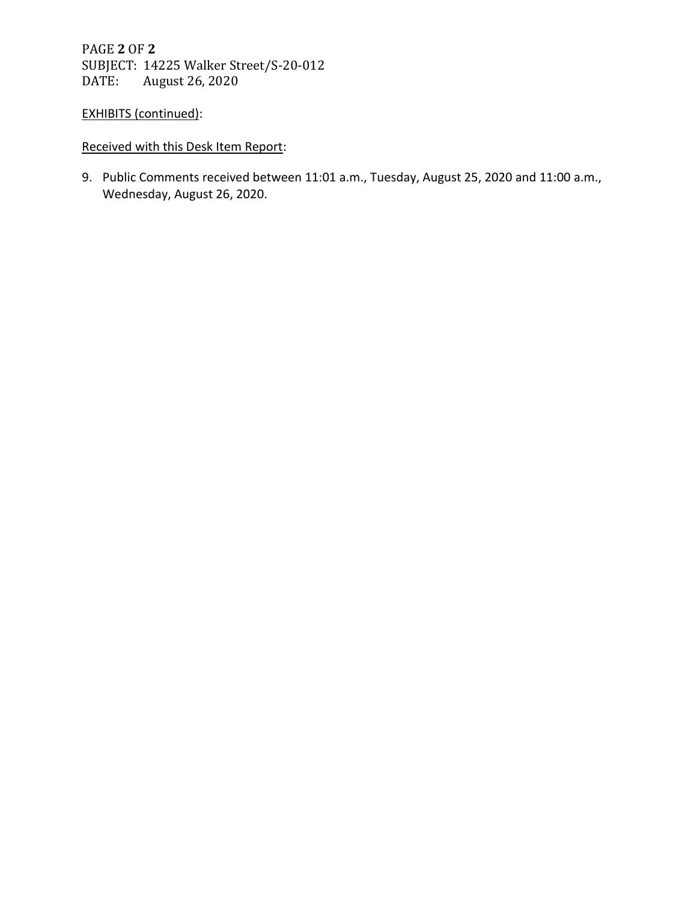SUBJECT: 14225 Walker Street/S-20-012
DATE: August 26, 2020

EXHIBITS (continued):

Received with this Desk Item Report:

9. Public Comments received between 11:01 a.m., Tuesday, August 25, 2020 and 11:00 a.m., Wednesday, August 26, 2020.